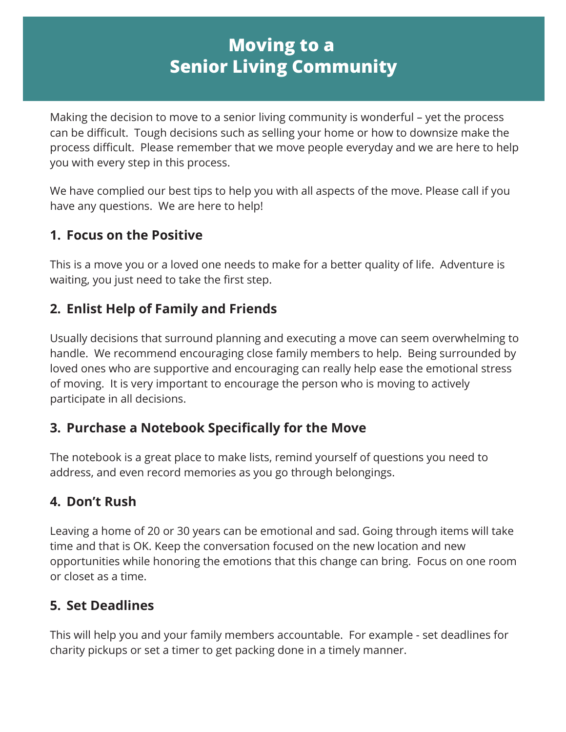# Moving to a Senior Living Community

Making the decision to move to a senior living community is wonderful – yet the process can be difficult. Tough decisions such as selling your home or how to downsize make the process difficult. Please remember that we move people everyday and we are here to help you with every step in this process.

We have complied our best tips to help you with all aspects of the move. Please call if you have any questions. We are here to help!

## 1. Focus on the Positive

This is a move you or a loved one needs to make for a better quality of life. Adventure is waiting, you just need to take the first step.

## 2. Enlist Help of Family and Friends

Usually decisions that surround planning and executing a move can seem overwhelming to handle. We recommend encouraging close family members to help. Being surrounded by loved ones who are supportive and encouraging can really help ease the emotional stress of moving. It is very important to encourage the person who is moving to actively participate in all decisions.

## 3. Purchase a Notebook Specifically for the Move

The notebook is a great place to make lists, remind yourself of questions you need to address, and even record memories as you go through belongings.

## 4. Don't Rush

Leaving a home of 20 or 30 years can be emotional and sad. Going through items will take time and that is OK. Keep the conversation focused on the new location and new opportunities while honoring the emotions that this change can bring. Focus on one room or closet as a time.

## 5. Set Deadlines

This will help you and your family members accountable. For example - set deadlines for charity pickups or set a timer to get packing done in a timely manner.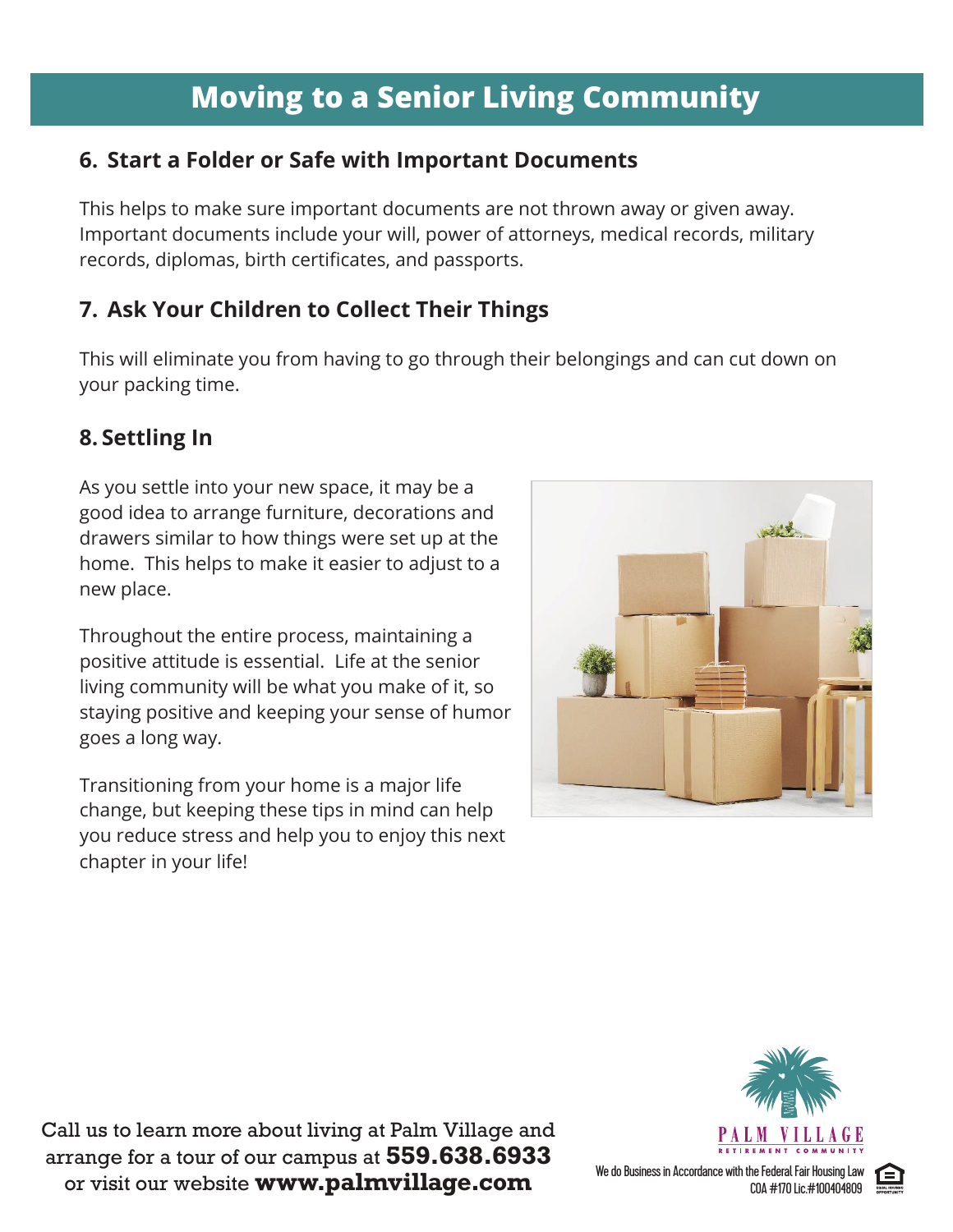# Moving to a Senior Living Community

## 6. Start a Folder or Safe with Important Documents

This helps to make sure important documents are not thrown away or given away. Important documents include your will, power of attorneys, medical records, military records, diplomas, birth certificates, and passports.

## 7. Ask Your Children to Collect Their Things

This will eliminate you from having to go through their belongings and can cut down on your packing time.

## 8. Settling In

As you settle into your new space, it may be a good idea to arrange furniture, decorations and drawers similar to how things were set up at the home. This helps to make it easier to adjust to a new place.

Throughout the entire process, maintaining a positive attitude is essential. Life at the senior living community will be what you make of it, so staying positive and keeping your sense of humor goes a long way.

Transitioning from your home is a major life change, but keeping these tips in mind can help you reduce stress and help you to enjoy this next chapter in your life!

Call us to learn more about living at Palm Village and arrange for a tour of our campus at **559.638.6933** or visit our website **www.palmvillage.com**

PALM VILLAGE
RETIREMENT COMMUNITY

We do Business in Accordance with the Federal Fair Housing Law
COA #170 Lic.#100404809